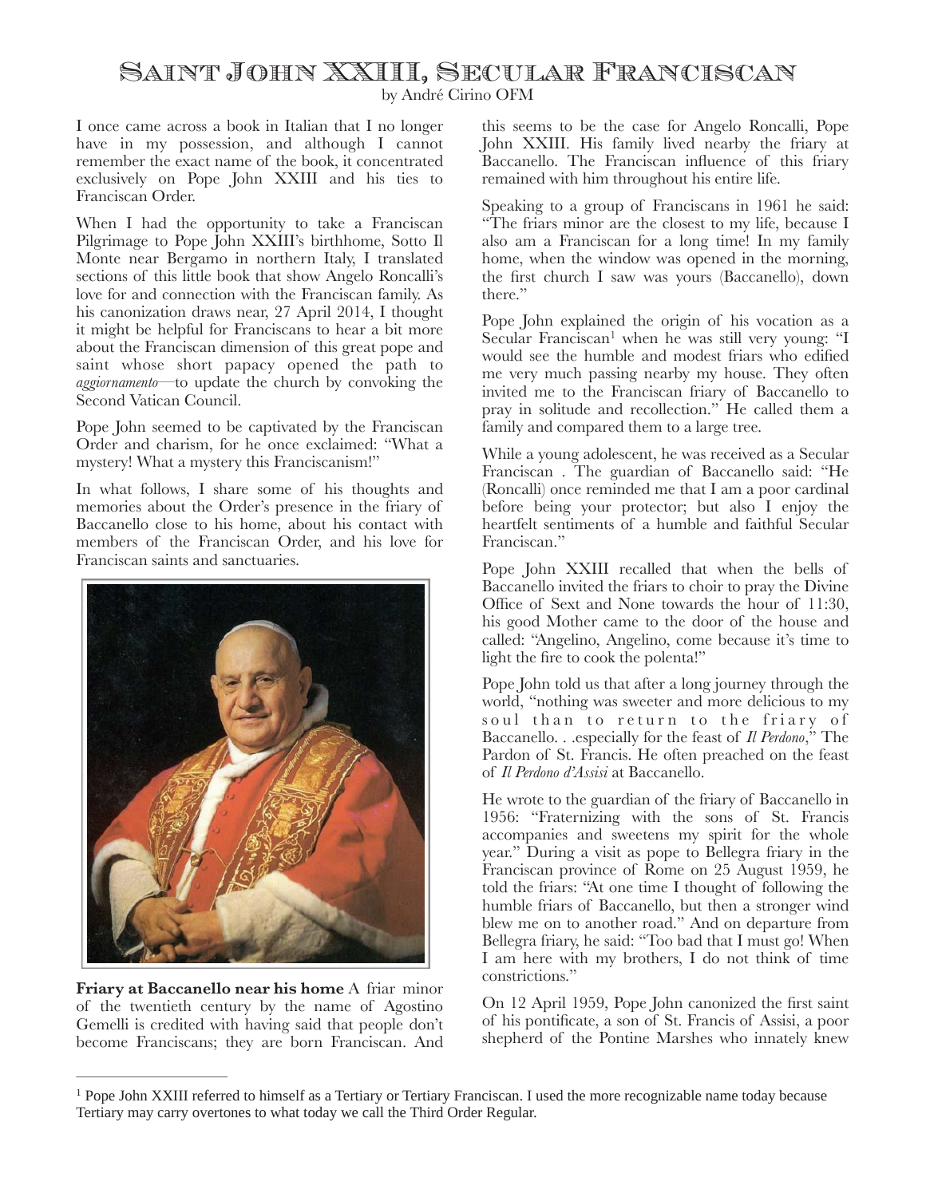# Saint John XXIII, Secular Franciscan

by André Cirino OFM

I once came across a book in Italian that I no longer have in my possession, and although I cannot remember the exact name of the book, it concentrated exclusively on Pope John XXIII and his ties to Franciscan Order.

When I had the opportunity to take a Franciscan Pilgrimage to Pope John XXIII's birthhome, Sotto Il Monte near Bergamo in northern Italy, I translated sections of this little book that show Angelo Roncalli's love for and connection with the Franciscan family. As his canonization draws near, 27 April 2014, I thought it might be helpful for Franciscans to hear a bit more about the Franciscan dimension of this great pope and saint whose short papacy opened the path to *aggiornamento*—to update the church by convoking the Second Vatican Council.

Pope John seemed to be captivated by the Franciscan Order and charism, for he once exclaimed: "What a mystery! What a mystery this Franciscanism!"

In what follows, I share some of his thoughts and memories about the Order's presence in the friary of Baccanello close to his home, about his contact with members of the Franciscan Order, and his love for Franciscan saints and sanctuaries.

**Friary at Baccanello near his home** A friar minor of the twentieth century by the name of Agostino Gemelli is credited with having said that people don't become Franciscans; they are born Franciscan. And this seems to be the case for Angelo Roncalli, Pope John XXIII. His family lived nearby the friary at Baccanello. The Franciscan influence of this friary remained with him throughout his entire life.

Speaking to a group of Franciscans in 1961 he said: "The friars minor are the closest to my life, because I also am a Franciscan for a long time! In my family home, when the window was opened in the morning, the first church I saw was yours (Baccanello), down there."

Pope John explained the origin of his vocation as a Secular Franciscan[1] when he was still very young: "I would see the humble and modest friars who edified me very much passing nearby my house. They often invited me to the Franciscan friary of Baccanello to pray in solitude and recollection." He called them a family and compared them to a large tree.

While a young adolescent, he was received as a Secular Franciscan . The guardian of Baccanello said: "He (Roncalli) once reminded me that I am a poor cardinal before being your protector; but also I enjoy the heartfelt sentiments of a humble and faithful Secular Franciscan."

Pope John XXIII recalled that when the bells of Baccanello invited the friars to choir to pray the Divine Office of Sext and None towards the hour of 11:30, his good Mother came to the door of the house and called: "Angelino, Angelino, come because it's time to light the fire to cook the polenta!"

Pope John told us that after a long journey through the world, "nothing was sweeter and more delicious to my soul than to return to the friary of Baccanello. . .especially for the feast of *Il Perdono*," The Pardon of St. Francis. He often preached on the feast of *Il Perdono d'Assisi* at Baccanello.

He wrote to the guardian of the friary of Baccanello in 1956: "Fraternizing with the sons of St. Francis accompanies and sweetens my spirit for the whole year." During a visit as pope to Bellegra friary in the Franciscan province of Rome on 25 August 1959, he told the friars: "At one time I thought of following the humble friars of Baccanello, but then a stronger wind blew me on to another road." And on departure from Bellegra friary, he said: "Too bad that I must go! When I am here with my brothers, I do not think of time constrictions."

On 12 April 1959, Pope John canonized the first saint of his pontificate, a son of St. Francis of Assisi, a poor shepherd of the Pontine Marshes who innately knew

---

[1] Pope John XXIII referred to himself as a Tertiary or Tertiary Franciscan. I used the more recognizable name today because Tertiary may carry overtones to what today we call the Third Order Regular.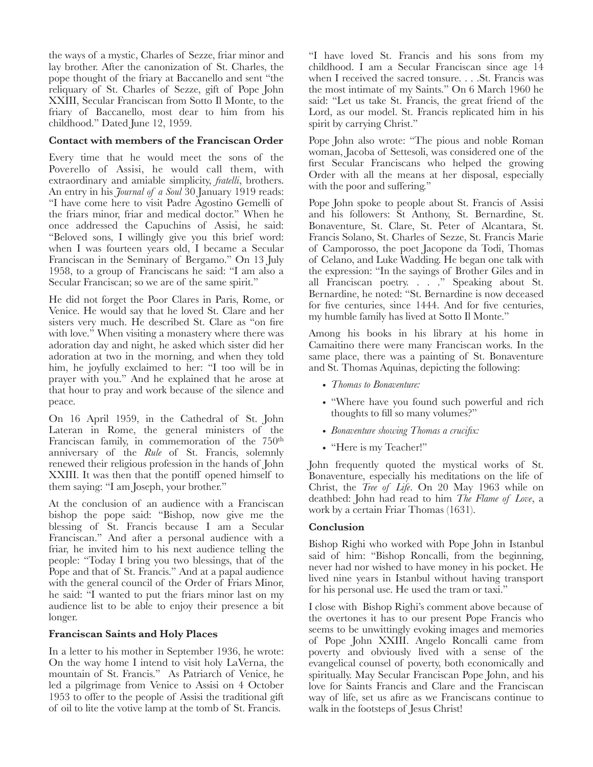the ways of a mystic, Charles of Sezze, friar minor and lay brother. After the canonization of St. Charles, the pope thought of the friary at Baccanello and sent "the reliquary of St. Charles of Sezze, gift of Pope John XXIII, Secular Franciscan from Sotto Il Monte, to the friary of Baccanello, most dear to him from his childhood." Dated June 12, 1959.

### Contact with members of the Franciscan Order

Every time that he would meet the sons of the Poverello of Assisi, he would call them, with extraordinary and amiable simplicity, *fratelli*, brothers. An entry in his *Journal of a Soul* 30 January 1919 reads: "I have come here to visit Padre Agostino Gemelli of the friars minor, friar and medical doctor." When he once addressed the Capuchins of Assisi, he said: "Beloved sons, I willingly give you this brief word: when I was fourteen years old, I became a Secular Franciscan in the Seminary of Bergamo." On 13 July 1958, to a group of Franciscans he said: "I am also a Secular Franciscan; so we are of the same spirit."

He did not forget the Poor Clares in Paris, Rome, or Venice. He would say that he loved St. Clare and her sisters very much. He described St. Clare as "on fire with love." When visiting a monastery where there was adoration day and night, he asked which sister did her adoration at two in the morning, and when they told him, he joyfully exclaimed to her: "I too will be in prayer with you." And he explained that he arose at that hour to pray and work because of the silence and peace.

On 16 April 1959, in the Cathedral of St. John Lateran in Rome, the general ministers of the Franciscan family, in commemoration of the 750th anniversary of the *Rule* of St. Francis, solemnly renewed their religious profession in the hands of John XXIII. It was then that the pontiff opened himself to them saying: "I am Joseph, your brother."

At the conclusion of an audience with a Franciscan bishop the pope said: "Bishop, now give me the blessing of St. Francis because I am a Secular Franciscan." And after a personal audience with a friar, he invited him to his next audience telling the people: "Today I bring you two blessings, that of the Pope and that of St. Francis." And at a papal audience with the general council of the Order of Friars Minor, he said: "I wanted to put the friars minor last on my audience list to be able to enjoy their presence a bit longer.

### Franciscan Saints and Holy Places

In a letter to his mother in September 1936, he wrote: On the way home I intend to visit holy LaVerna, the mountain of St. Francis." As Patriarch of Venice, he led a pilgrimage from Venice to Assisi on 4 October 1953 to offer to the people of Assisi the traditional gift of oil to lite the votive lamp at the tomb of St. Francis.

"I have loved St. Francis and his sons from my childhood. I am a Secular Franciscan since age 14 when I received the sacred tonsure. . . .St. Francis was the most intimate of my Saints." On 6 March 1960 he said: "Let us take St. Francis, the great friend of the Lord, as our model. St. Francis replicated him in his spirit by carrying Christ."

Pope John also wrote: "The pious and noble Roman woman, Jacoba of Settesoli, was considered one of the first Secular Franciscans who helped the growing Order with all the means at her disposal, especially with the poor and suffering."

Pope John spoke to people about St. Francis of Assisi and his followers: St Anthony, St. Bernardine, St. Bonaventure, St. Clare, St. Peter of Alcantara, St. Francis Solano, St. Charles of Sezze, St. Francis Marie of Camporosso, the poet Jacopone da Todi, Thomas of Celano, and Luke Wadding. He began one talk with the expression: "In the sayings of Brother Giles and in all Franciscan poetry. . . ." Speaking about St. Bernardine, he noted: "St. Bernardine is now deceased for five centuries, since 1444. And for five centuries, my humble family has lived at Sotto Il Monte."

Among his books in his library at his home in Camaitino there were many Franciscan works. In the same place, there was a painting of St. Bonaventure and St. Thomas Aquinas, depicting the following:

- *Thomas to Bonaventure:*
- "Where have you found such powerful and rich thoughts to fill so many volumes?"
- *Bonaventure showing Thomas a crucifix:*
- "Here is my Teacher!"

John frequently quoted the mystical works of St. Bonaventure, especially his meditations on the life of Christ, the *Tree of Life*. On 20 May 1963 while on deathbed: John had read to him *The Flame of Love*, a work by a certain Friar Thomas (1631).

### Conclusion

Bishop Righi who worked with Pope John in Istanbul said of him: "Bishop Roncalli, from the beginning, never had nor wished to have money in his pocket. He lived nine years in Istanbul without having transport for his personal use. He used the tram or taxi."

I close with Bishop Righi's comment above because of the overtones it has to our present Pope Francis who seems to be unwittingly evoking images and memories of Pope John XXIII. Angelo Roncalli came from poverty and obviously lived with a sense of the evangelical counsel of poverty, both economically and spiritually. May Secular Franciscan Pope John, and his love for Saints Francis and Clare and the Franciscan way of life, set us afire as we Franciscans continue to walk in the footsteps of Jesus Christ!